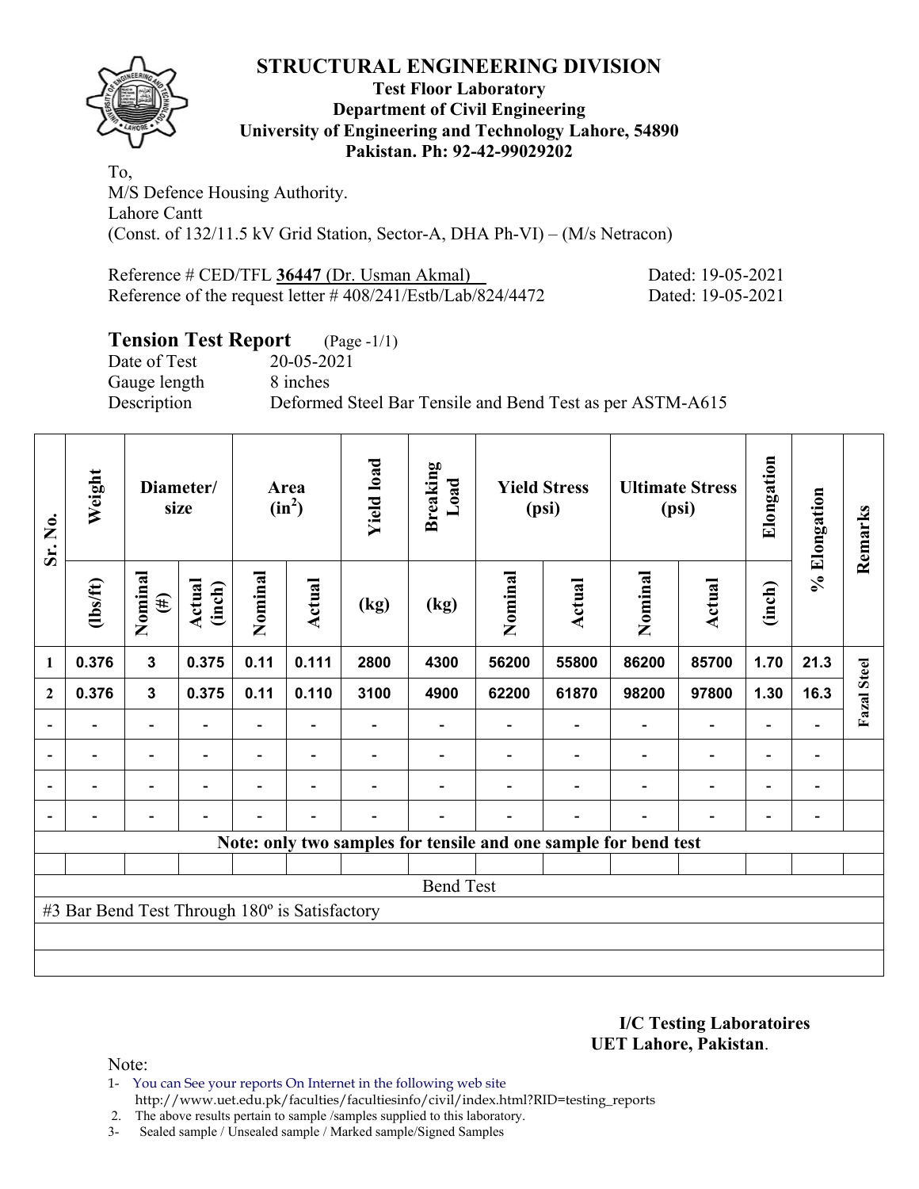# STRUCTURAL ENGINEERING DIVISION

**Test Floor Laboratory**
**Department of Civil Engineering**
**University of Engineering and Technology Lahore, 54890**
**Pakistan. Ph: 92-42-99029202**

To,
M/S Defence Housing Authority.
Lahore Cantt
(Const. of 132/11.5 kV Grid Station, Sector-A, DHA Ph-VI) – (M/s Netracon)

Reference # CED/TFL **36447** (Dr. Usman Akmal) Dated: 19-05-2021
Reference of the request letter # 408/241/Estb/Lab/824/4472 Dated: 19-05-2021

## Tension Test Report (Page -1/1)

Date of Test 20-05-2021
Gauge length 8 inches
Description Deformed Steel Bar Tensile and Bend Test as per ASTM-A615

| Sr. No. | Weight | Diameter/ size | | Area ($in^2$) | | Yield load | Breaking Load | Yield Stress (psi) | | Ultimate Stress (psi) | | Elongation | % Elongation | Remarks |
|---|---|---|---|---|---|---|---|---|---|---|---|---|---|---|
| | (lbs/ft) | Nominal (#) | Actual (inch) | Nominal | Actual | (kg) | (kg) | Nominal | Actual | Nominal | Actual | (inch) | | |
| 1 | 0.376 | 3 | 0.375 | 0.11 | 0.111 | 2800 | 4300 | 56200 | 55800 | 86200 | 85700 | 1.70 | 21.3 | Fazal Steel |
| 2 | 0.376 | 3 | 0.375 | 0.11 | 0.110 | 3100 | 4900 | 62200 | 61870 | 98200 | 97800 | 1.30 | 16.3 | |
| - | - | - | - | - | - | - | - | - | - | - | - | - | - | |
| - | - | - | - | - | - | - | - | - | - | - | - | - | - | |
| - | - | - | - | - | - | - | - | - | - | - | - | - | - | |
| - | - | - | - | - | - | - | - | - | - | - | - | - | - | |
| Note: only two samples for tensile and one sample for bend test | | | | | | | | | | | | | | |
| | | | | | | | | | | | | | | |
| Bend Test | | | | | | | | | | | | | | |
| #3 Bar Bend Test Through 180º is Satisfactory | | | | | | | | | | | | | | |

**I/C Testing Laboratoires**
**UET Lahore, Pakistan**.

Note:
1- You can See your reports On Internet in the following web site
http://www.uet.edu.pk/faculties/facultiesinfo/civil/index.html?RID=testing_reports
2. The above results pertain to sample /samples supplied to this laboratory.
3- Sealed sample / Unsealed sample / Marked sample/Signed Samples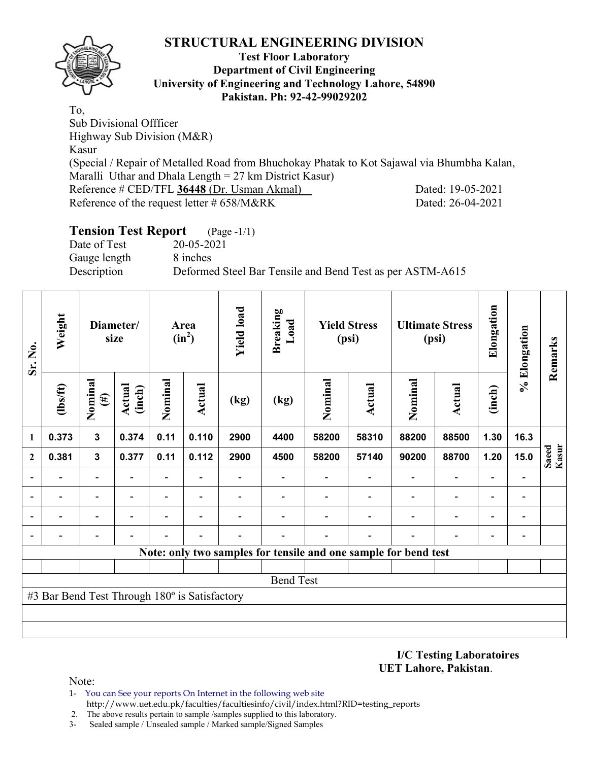# STRUCTURAL ENGINEERING DIVISION

**Test Floor Laboratory**
**Department of Civil Engineering**
**University of Engineering and Technology Lahore, 54890**
**Pakistan. Ph: 92-42-99029202**

To,
Sub Divisional Offficer
Highway Sub Division (M&R)
Kasur
(Special / Repair of Metalled Road from Bhuchokay Phatak to Kot Sajawal via Bhumba Kalan, Maralli Uthar and Dhala Length = 27 km District Kasur)

Reference # CED/TFL **36448** (Dr. Usman Akmal) Dated: 19-05-2021
Reference of the request letter # 658/M&RK Dated: 26-04-2021

## Tension Test Report (Page -1/1)

Date of Test 20-05-2021
Gauge length 8 inches
Description Deformed Steel Bar Tensile and Bend Test as per ASTM-A615

| Sr. No. | Weight | Diameter/ size | | Area ($in^2$) | | Yield load | Breaking Load | Yield Stress (psi) | | Ultimate Stress (psi) | | Elongation | % Elongation | Remarks |
|---|---|---|---|---|---|---|---|---|---|---|---|---|---|---|
| | (lbs/ft) | Nominal (#) | Actual (inch) | Nominal | Actual | (kg) | (kg) | Nominal | Actual | Nominal | Actual | (inch) | | |
| 1 | 0.373 | 3 | 0.374 | 0.11 | 0.110 | 2900 | 4400 | 58200 | 58310 | 88200 | 88500 | 1.30 | 16.3 | Saeed Kasur |
| 2 | 0.381 | 3 | 0.377 | 0.11 | 0.112 | 2900 | 4500 | 58200 | 57140 | 90200 | 88700 | 1.20 | 15.0 | |
| - | - | - | - | - | - | - | - | - | - | - | - | - | - | |
| - | - | - | - | - | - | - | - | - | - | - | - | - | - | |
| - | - | - | - | - | - | - | - | - | - | - | - | - | - | |
| - | - | - | - | - | - | - | - | - | - | - | - | - | - | |

**Note: only two samples for tensile and one sample for bend test**

Bend Test

#3 Bar Bend Test Through 180º is Satisfactory

**I/C Testing Laboratoires**
**UET Lahore, Pakistan**.

Note:
1- You can See your reports On Internet in the following web site
http://www.uet.edu.pk/faculties/facultiesinfo/civil/index.html?RID=testing_reports
2. The above results pertain to sample /samples supplied to this laboratory.
3- Sealed sample / Unsealed sample / Marked sample/Signed Samples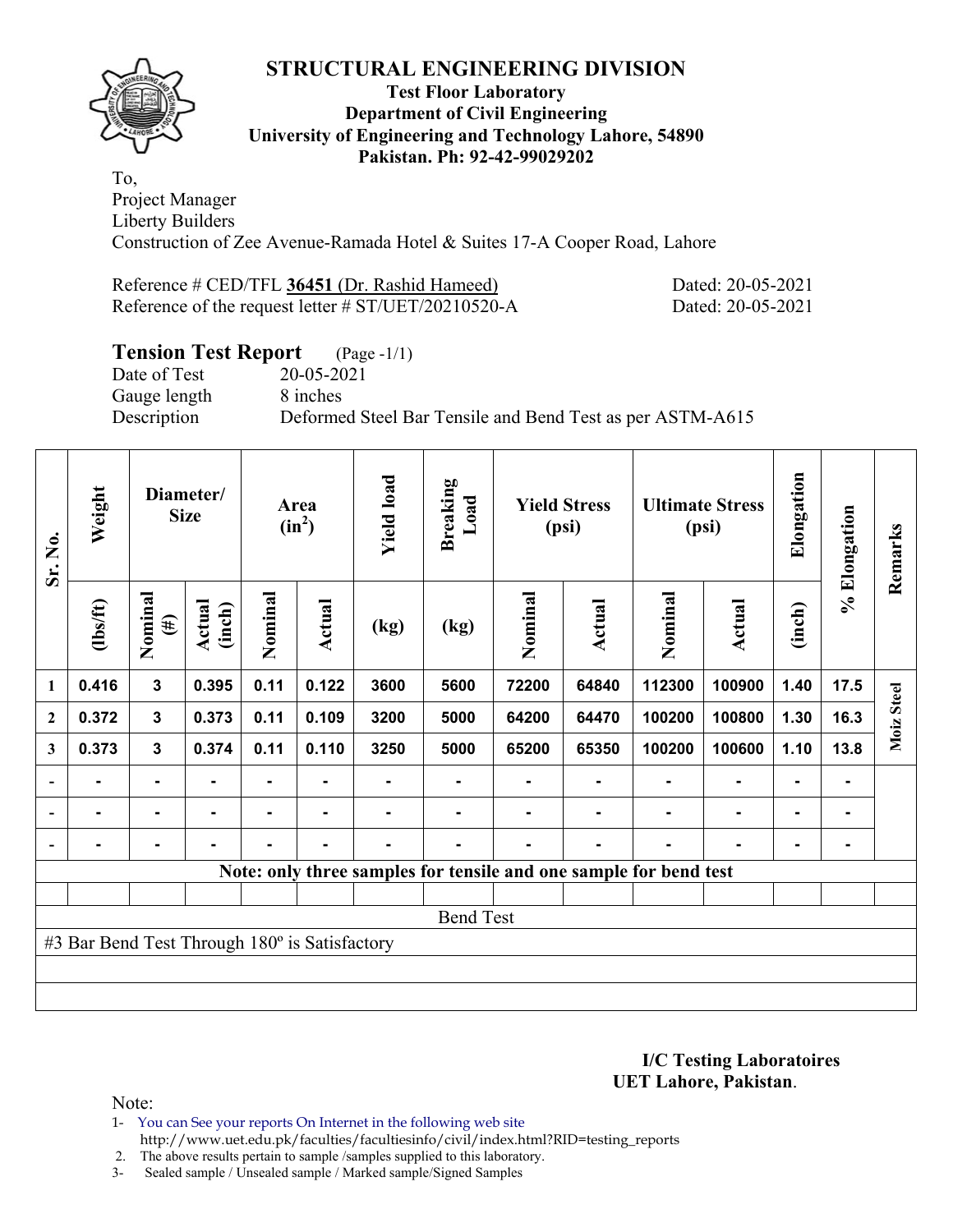# STRUCTURAL ENGINEERING DIVISION

**Test Floor Laboratory**
**Department of Civil Engineering**
**University of Engineering and Technology Lahore, 54890**
**Pakistan. Ph: 92-42-99029202**

To,
Project Manager
Liberty Builders
Construction of Zee Avenue-Ramada Hotel & Suites 17-A Cooper Road, Lahore

Reference # CED/TFL **36451** (Dr. Rashid Hameed) Dated: 20-05-2021
Reference of the request letter # ST/UET/20210520-A Dated: 20-05-2021

## Tension Test Report (Page -1/1)

Date of Test 20-05-2021
Gauge length 8 inches
Description Deformed Steel Bar Tensile and Bend Test as per ASTM-A615

| Sr. No. | Weight | Diameter/ Size | | Area ($in^2$) | | Yield load | Breaking Load | Yield Stress (psi) | | Ultimate Stress (psi) | | Elongation | % Elongation | Remarks |
|---|---|---|---|---|---|---|---|---|---|---|---|---|---|---|
| | (lbs/ft) | Nominal (#) | Actual (inch) | Nominal | Actual | (kg) | (kg) | Nominal | Actual | Nominal | Actual | (inch) | | |
| 1 | 0.416 | 3 | 0.395 | 0.11 | 0.122 | 3600 | 5600 | 72200 | 64840 | 112300 | 100900 | 1.40 | 17.5 | Moiz Steel |
| 2 | 0.372 | 3 | 0.373 | 0.11 | 0.109 | 3200 | 5000 | 64200 | 64470 | 100200 | 100800 | 1.30 | 16.3 | |
| 3 | 0.373 | 3 | 0.374 | 0.11 | 0.110 | 3250 | 5000 | 65200 | 65350 | 100200 | 100600 | 1.10 | 13.8 | |
| - | - | - | - | - | - | - | - | - | - | - | - | - | - | |
| - | - | - | - | - | - | - | - | - | - | - | - | - | - | |
| - | - | - | - | - | - | - | - | - | - | - | - | - | - | |

**Note: only three samples for tensile and one sample for bend test**

Bend Test

#3 Bar Bend Test Through 180º is Satisfactory

**I/C Testing Laboratoires**
**UET Lahore, Pakistan**.

Note:
1- You can See your reports On Internet in the following web site
http://www.uet.edu.pk/faculties/facultiesinfo/civil/index.html?RID=testing_reports
2. The above results pertain to sample /samples supplied to this laboratory.
3- Sealed sample / Unsealed sample / Marked sample/Signed Samples